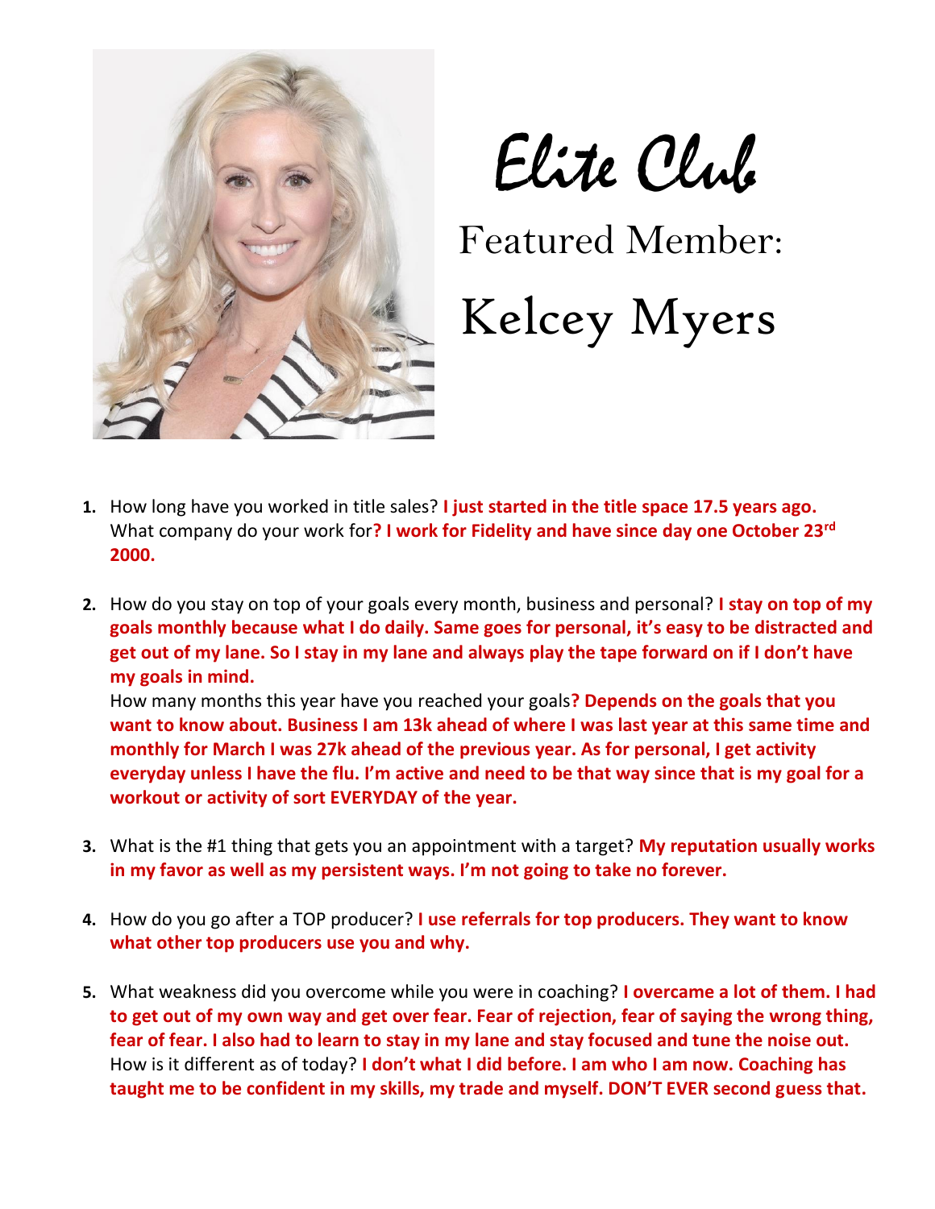# Elite Club

## Featured Member:

## Kelcey Myers

1. How long have you worked in title sales? **I just started in the title space 17.5 years ago.** What company do your work for**? I work for Fidelity and have since day one October 23rd 2000.**

2. How do you stay on top of your goals every month, business and personal? **I stay on top of my goals monthly because what I do daily. Same goes for personal, it's easy to be distracted and get out of my lane. So I stay in my lane and always play the tape forward on if I don't have my goals in mind.**
   How many months this year have you reached your goals**? Depends on the goals that you want to know about. Business I am 13k ahead of where I was last year at this same time and monthly for March I was 27k ahead of the previous year. As for personal, I get activity everyday unless I have the flu. I'm active and need to be that way since that is my goal for a workout or activity of sort EVERYDAY of the year.**

3. What is the #1 thing that gets you an appointment with a target? **My reputation usually works in my favor as well as my persistent ways. I'm not going to take no forever.**

4. How do you go after a TOP producer? **I use referrals for top producers. They want to know what other top producers use you and why.**

5. What weakness did you overcome while you were in coaching? **I overcame a lot of them. I had to get out of my own way and get over fear. Fear of rejection, fear of saying the wrong thing, fear of fear. I also had to learn to stay in my lane and stay focused and tune the noise out.**
   How is it different as of today? **I don't what I did before. I am who I am now. Coaching has taught me to be confident in my skills, my trade and myself. DON'T EVER second guess that.**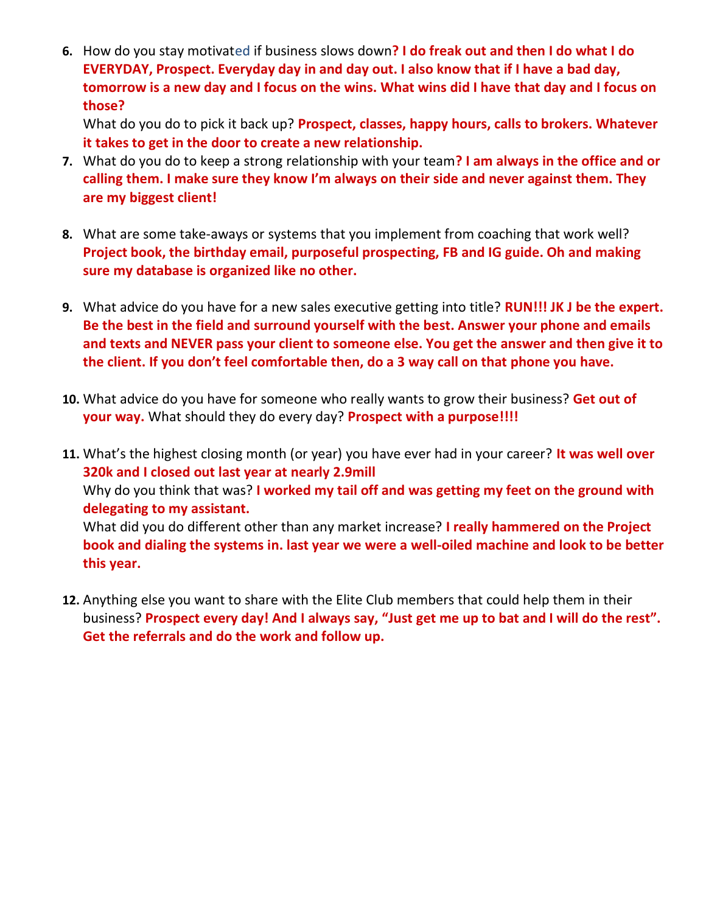6. How do you stay motivated if business slows down? **I do freak out and then I do what I do EVERYDAY, Prospect. Everyday day in and day out. I also know that if I have a bad day, tomorrow is a new day and I focus on the wins. What wins did I have that day and I focus on those?**
   What do you do to pick it back up? **Prospect, classes, happy hours, calls to brokers. Whatever it takes to get in the door to create a new relationship.**

7. What do you do to keep a strong relationship with your team? **I am always in the office and or calling them. I make sure they know I'm always on their side and never against them. They are my biggest client!**

8. What are some take-aways or systems that you implement from coaching that work well? **Project book, the birthday email, purposeful prospecting, FB and IG guide. Oh and making sure my database is organized like no other.**

9. What advice do you have for a new sales executive getting into title? **RUN!!! JK J be the expert. Be the best in the field and surround yourself with the best. Answer your phone and emails and texts and NEVER pass your client to someone else. You get the answer and then give it to the client. If you don't feel comfortable then, do a 3 way call on that phone you have.**

10. What advice do you have for someone who really wants to grow their business? **Get out of your way.** What should they do every day? **Prospect with a purpose!!!!**

11. What's the highest closing month (or year) you have ever had in your career? **It was well over 320k and I closed out last year at nearly 2.9mill**
    Why do you think that was? **I worked my tail off and was getting my feet on the ground with delegating to my assistant.**
    What did you do different other than any market increase? **I really hammered on the Project book and dialing the systems in. last year we were a well-oiled machine and look to be better this year.**

12. Anything else you want to share with the Elite Club members that could help them in their business? **Prospect every day! And I always say, "Just get me up to bat and I will do the rest". Get the referrals and do the work and follow up.**